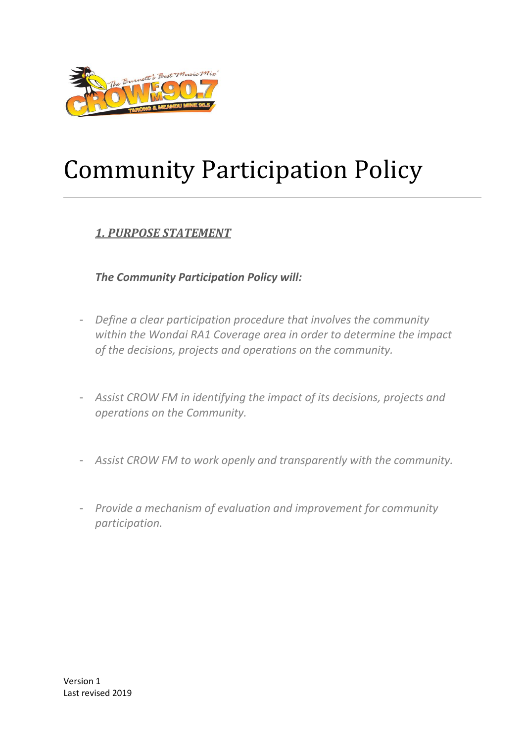# Community Participation Policy

## *1. PURPOSE STATEMENT*

***The Community Participation Policy will:***

- *Define a clear participation procedure that involves the community within the Wondai RA1 Coverage area in order to determine the impact of the decisions, projects and operations on the community.*

- *Assist CROW FM in identifying the impact of its decisions, projects and operations on the Community.*

- *Assist CROW FM to work openly and transparently with the community.*

- *Provide a mechanism of evaluation and improvement for community participation.*

Version 1
Last revised 2019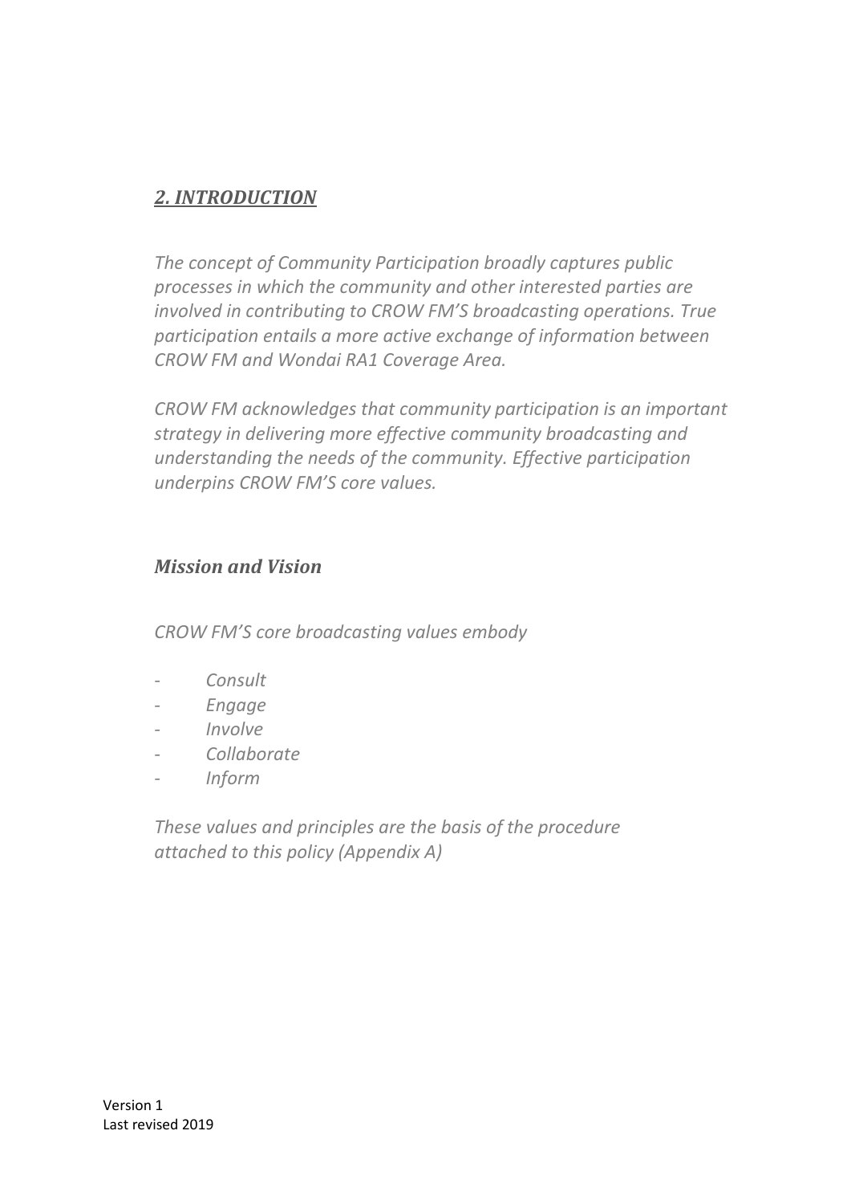## *2. INTRODUCTION*

*The concept of Community Participation broadly captures public processes in which the community and other interested parties are involved in contributing to CROW FM'S broadcasting operations. True participation entails a more active exchange of information between CROW FM and Wondai RA1 Coverage Area.*

*CROW FM acknowledges that community participation is an important strategy in delivering more effective community broadcasting and understanding the needs of the community. Effective participation underpins CROW FM'S core values.*

### *Mission and Vision*

*CROW FM'S core broadcasting values embody*

- *Consult*
- *Engage*
- *Involve*
- *Collaborate*
- *Inform*

*These values and principles are the basis of the procedure attached to this policy (Appendix A)*

Version 1
Last revised 2019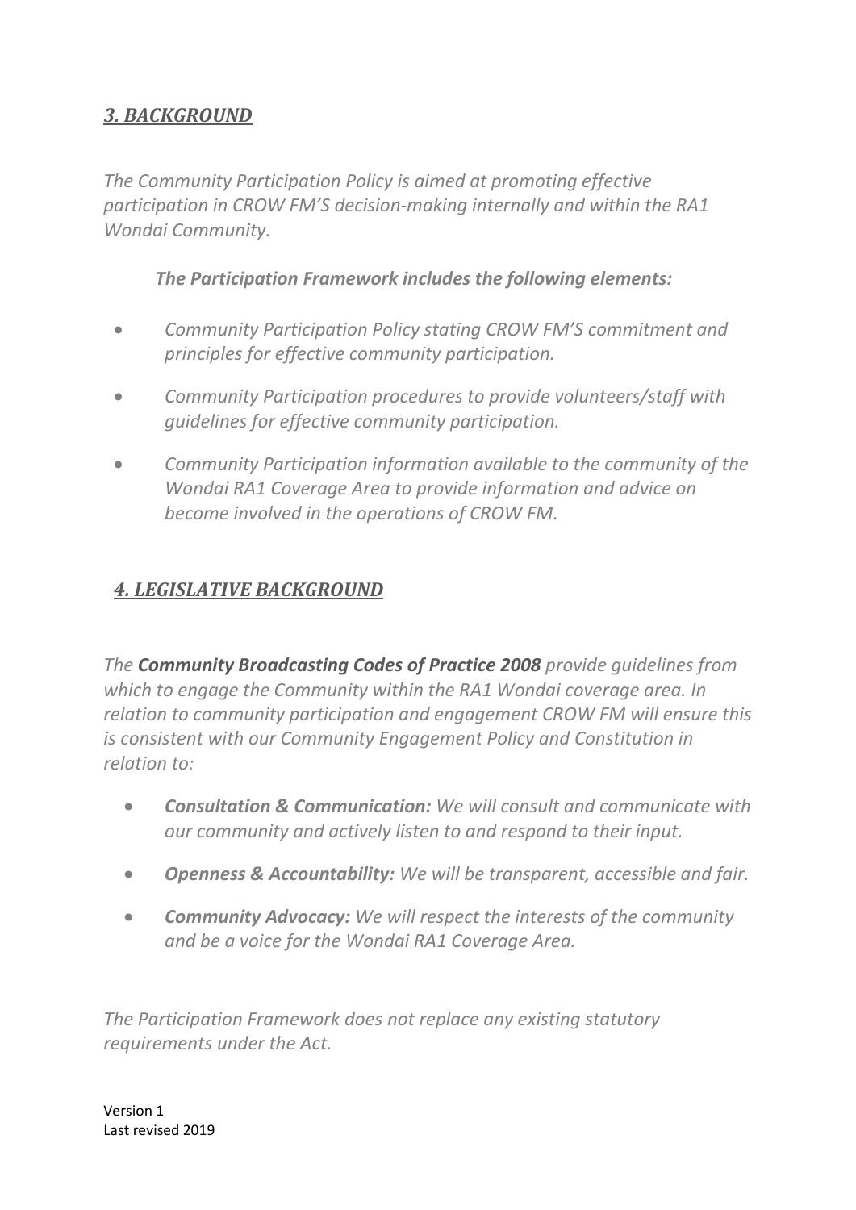## *3. BACKGROUND*

*The Community Participation Policy is aimed at promoting effective participation in CROW FM'S decision-making internally and within the RA1 Wondai Community.*

***The Participation Framework includes the following elements:***

- *Community Participation Policy stating CROW FM'S commitment and principles for effective community participation.*
- *Community Participation procedures to provide volunteers/staff with guidelines for effective community participation.*
- *Community Participation information available to the community of the Wondai RA1 Coverage Area to provide information and advice on become involved in the operations of CROW FM.*

## *4. LEGISLATIVE BACKGROUND*

*The **Community Broadcasting Codes of Practice 2008** provide guidelines from which to engage the Community within the RA1 Wondai coverage area. In relation to community participation and engagement CROW FM will ensure this is consistent with our Community Engagement Policy and Constitution in relation to:*

- ***Consultation & Communication:** We will consult and communicate with our community and actively listen to and respond to their input.*
- ***Openness & Accountability:** We will be transparent, accessible and fair.*
- ***Community Advocacy:** We will respect the interests of the community and be a voice for the Wondai RA1 Coverage Area.*

*The Participation Framework does not replace any existing statutory requirements under the Act.*

Version 1
Last revised 2019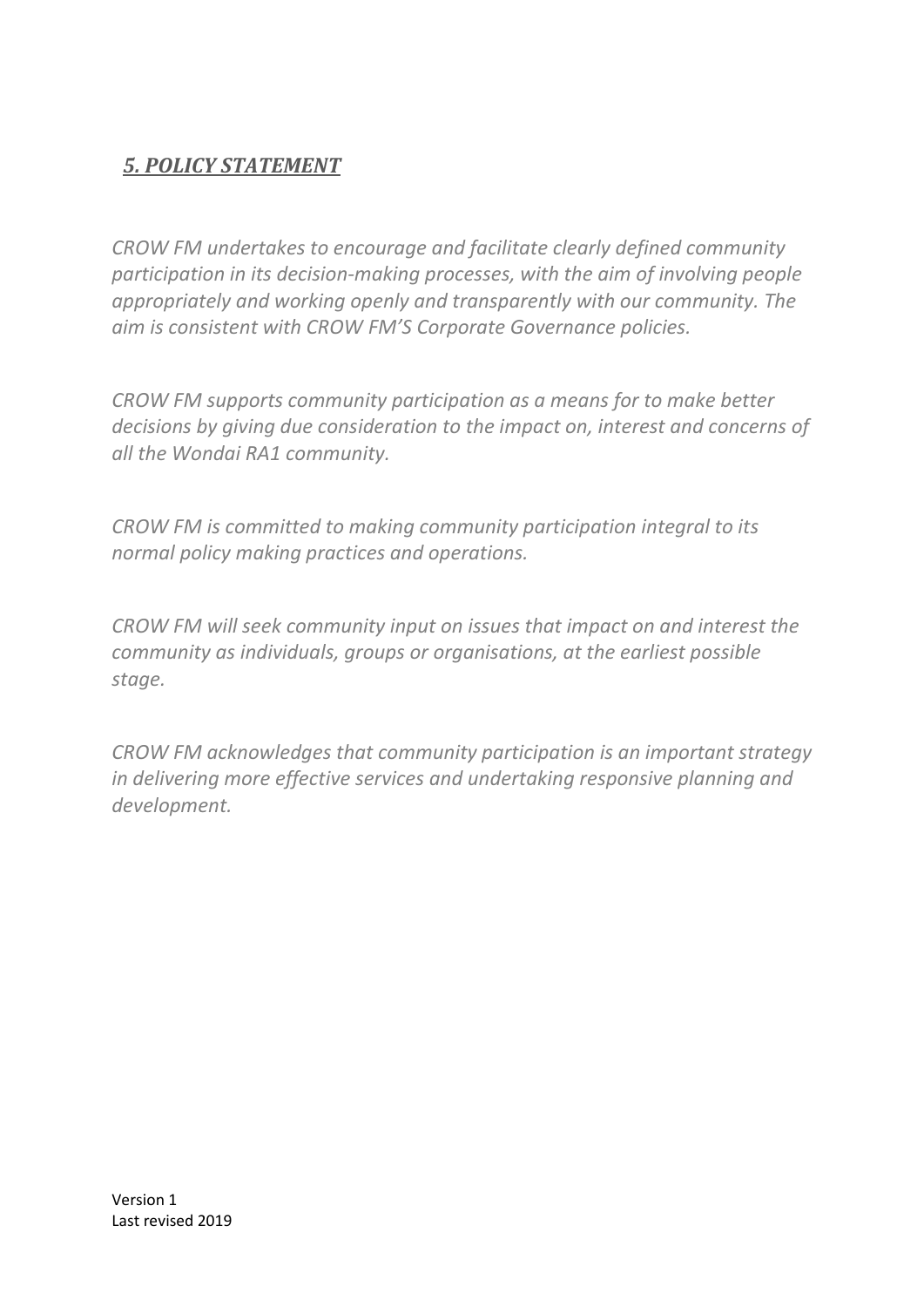## ***5. POLICY STATEMENT***

*CROW FM undertakes to encourage and facilitate clearly defined community participation in its decision-making processes, with the aim of involving people appropriately and working openly and transparently with our community. The aim is consistent with CROW FM'S Corporate Governance policies.*

*CROW FM supports community participation as a means for to make better decisions by giving due consideration to the impact on, interest and concerns of all the Wondai RA1 community.*

*CROW FM is committed to making community participation integral to its normal policy making practices and operations.*

*CROW FM will seek community input on issues that impact on and interest the community as individuals, groups or organisations, at the earliest possible stage.*

*CROW FM acknowledges that community participation is an important strategy in delivering more effective services and undertaking responsive planning and development.*

Version 1
Last revised 2019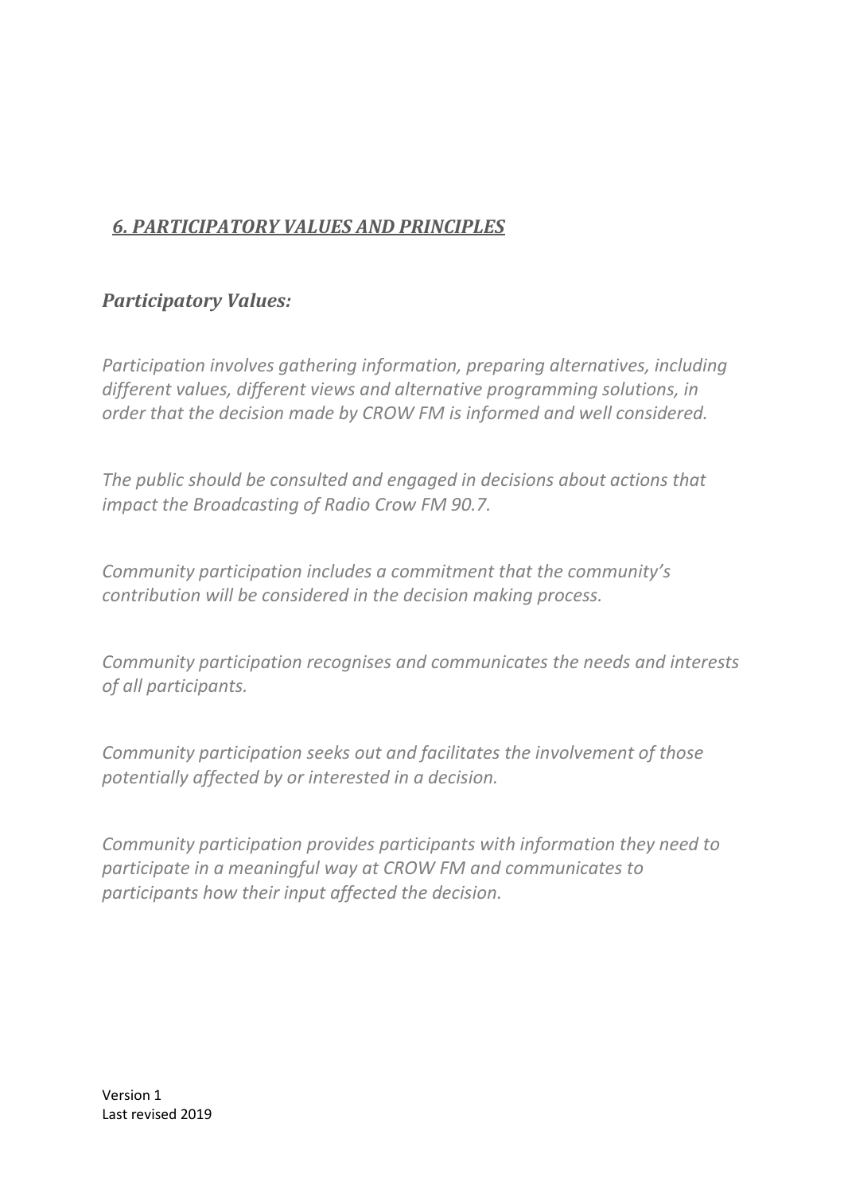## *6. PARTICIPATORY VALUES AND PRINCIPLES*

### *Participatory Values:*

*Participation involves gathering information, preparing alternatives, including different values, different views and alternative programming solutions, in order that the decision made by CROW FM is informed and well considered.*

*The public should be consulted and engaged in decisions about actions that impact the Broadcasting of Radio Crow FM 90.7.*

*Community participation includes a commitment that the community's contribution will be considered in the decision making process.*

*Community participation recognises and communicates the needs and interests of all participants.*

*Community participation seeks out and facilitates the involvement of those potentially affected by or interested in a decision.*

*Community participation provides participants with information they need to participate in a meaningful way at CROW FM and communicates to participants how their input affected the decision.*

Version 1
Last revised 2019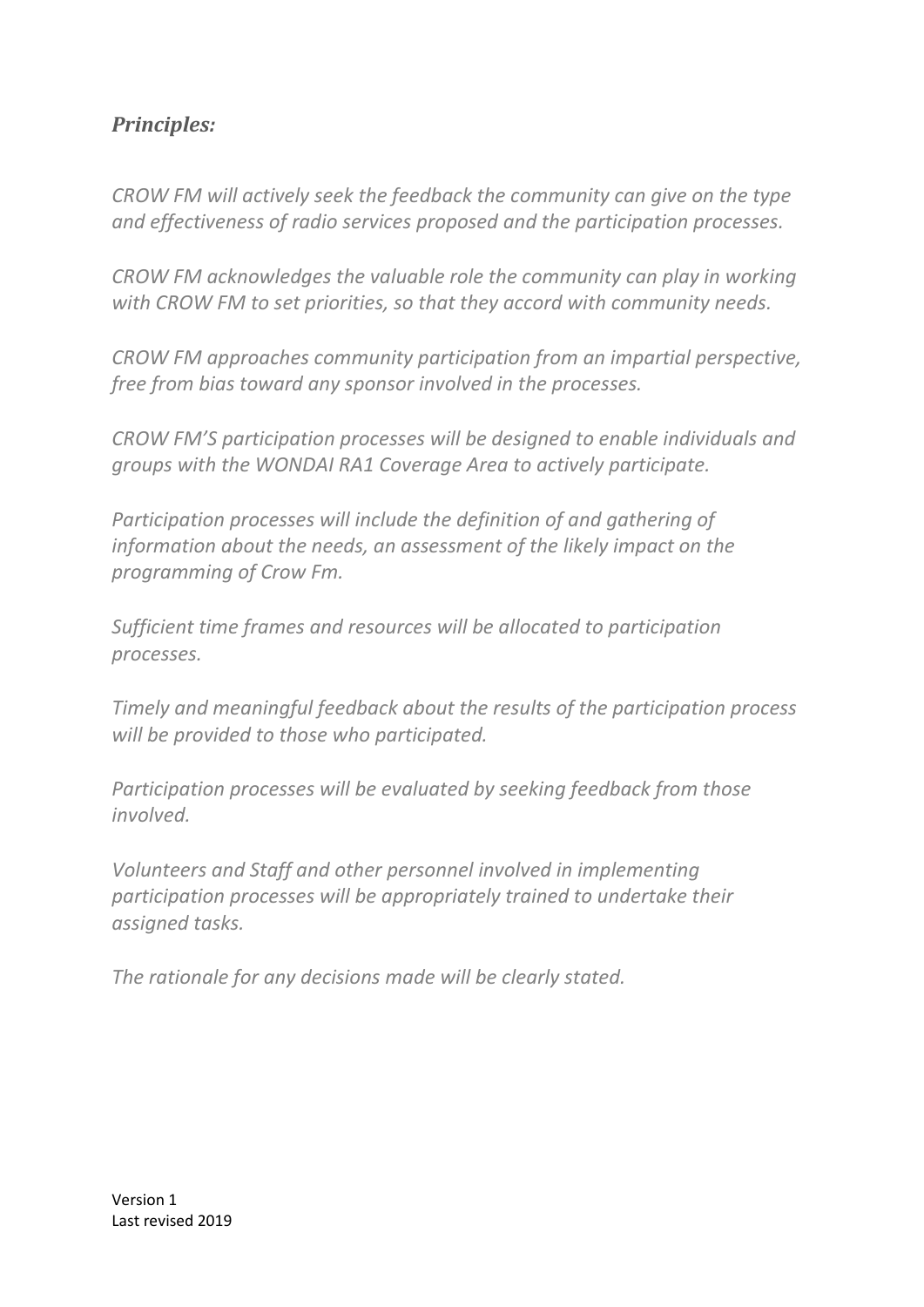***Principles:***

*CROW FM will actively seek the feedback the community can give on the type and effectiveness of radio services proposed and the participation processes.*

*CROW FM acknowledges the valuable role the community can play in working with CROW FM to set priorities, so that they accord with community needs.*

*CROW FM approaches community participation from an impartial perspective, free from bias toward any sponsor involved in the processes.*

*CROW FM'S participation processes will be designed to enable individuals and groups with the WONDAI RA1 Coverage Area to actively participate.*

*Participation processes will include the definition of and gathering of information about the needs, an assessment of the likely impact on the programming of Crow Fm.*

*Sufficient time frames and resources will be allocated to participation processes.*

*Timely and meaningful feedback about the results of the participation process will be provided to those who participated.*

*Participation processes will be evaluated by seeking feedback from those involved.*

*Volunteers and Staff and other personnel involved in implementing participation processes will be appropriately trained to undertake their assigned tasks.*

*The rationale for any decisions made will be clearly stated.*

Version 1
Last revised 2019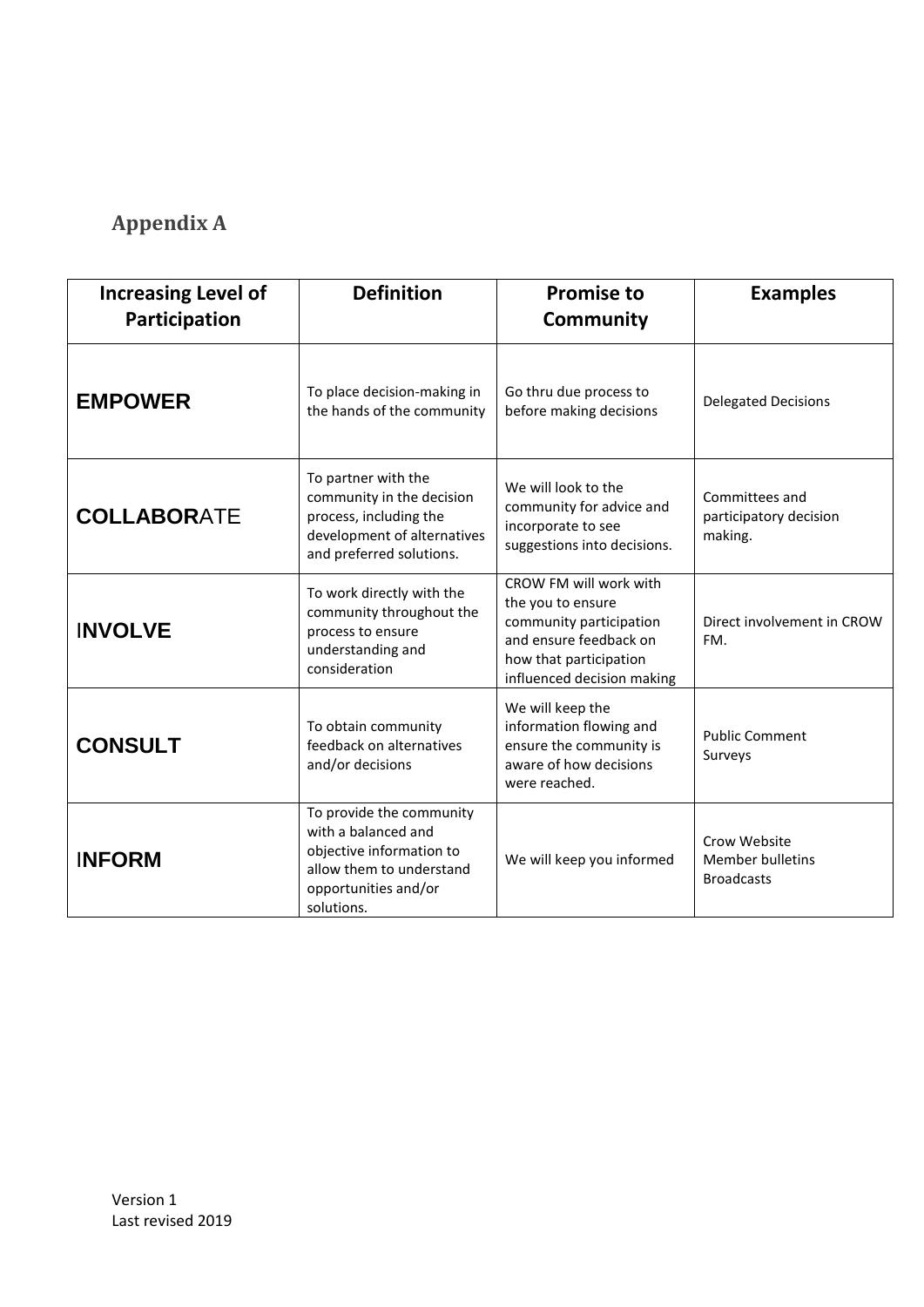## Appendix A

| Increasing Level of Participation | Definition | Promise to Community | Examples |
|---|---|---|---|
| **EMPOWER** | To place decision-making in the hands of the community | Go thru due process to before making decisions | Delegated Decisions |
| **COLLABOR**ATE | To partner with the community in the decision process, including the development of alternatives and preferred solutions. | We will look to the community for advice and incorporate to see suggestions into decisions. | Committees and participatory decision making. |
| I**NVOLVE** | To work directly with the community throughout the process to ensure understanding and consideration | CROW FM will work with the you to ensure community participation and ensure feedback on how that participation influenced decision making | Direct involvement in CROW FM. |
| **CONSULT** | To obtain community feedback on alternatives and/or decisions | We will keep the information flowing and ensure the community is aware of how decisions were reached. | Public Comment<br>Surveys |
| I**NFORM** | To provide the community with a balanced and objective information to allow them to understand opportunities and/or solutions. | We will keep you informed | Crow Website<br>Member bulletins<br>Broadcasts |

Version 1
Last revised 2019